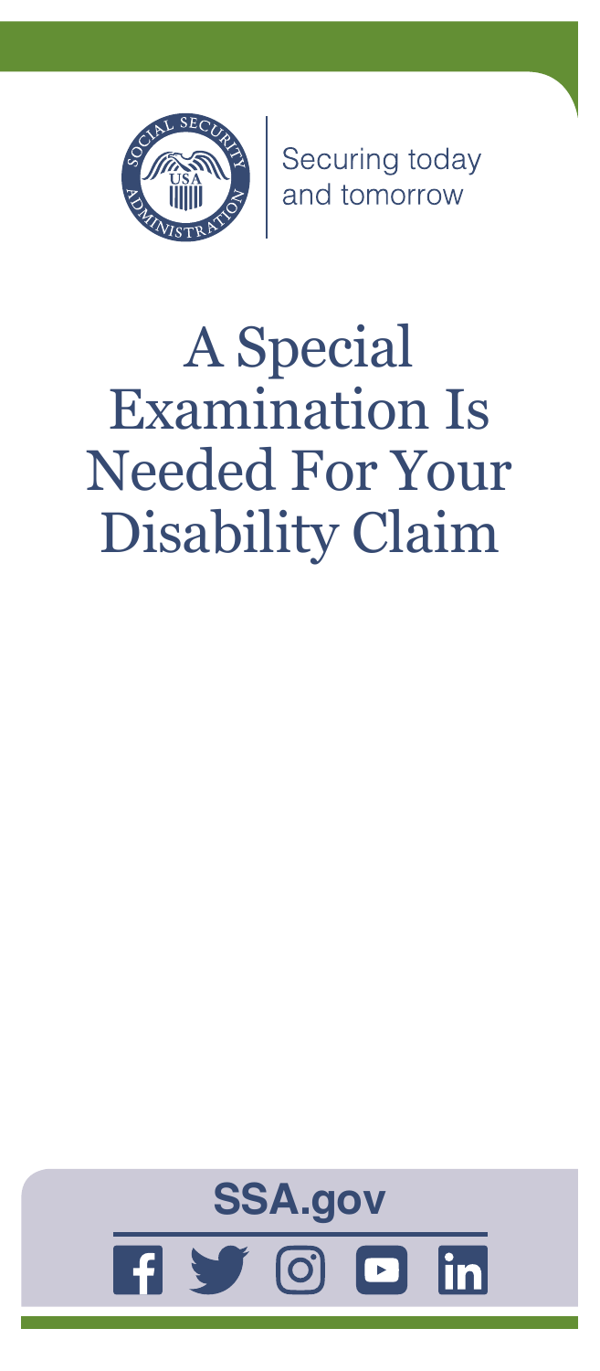Securing today
and tomorrow

# A Special Examination Is Needed For Your Disability Claim

**SSA.gov**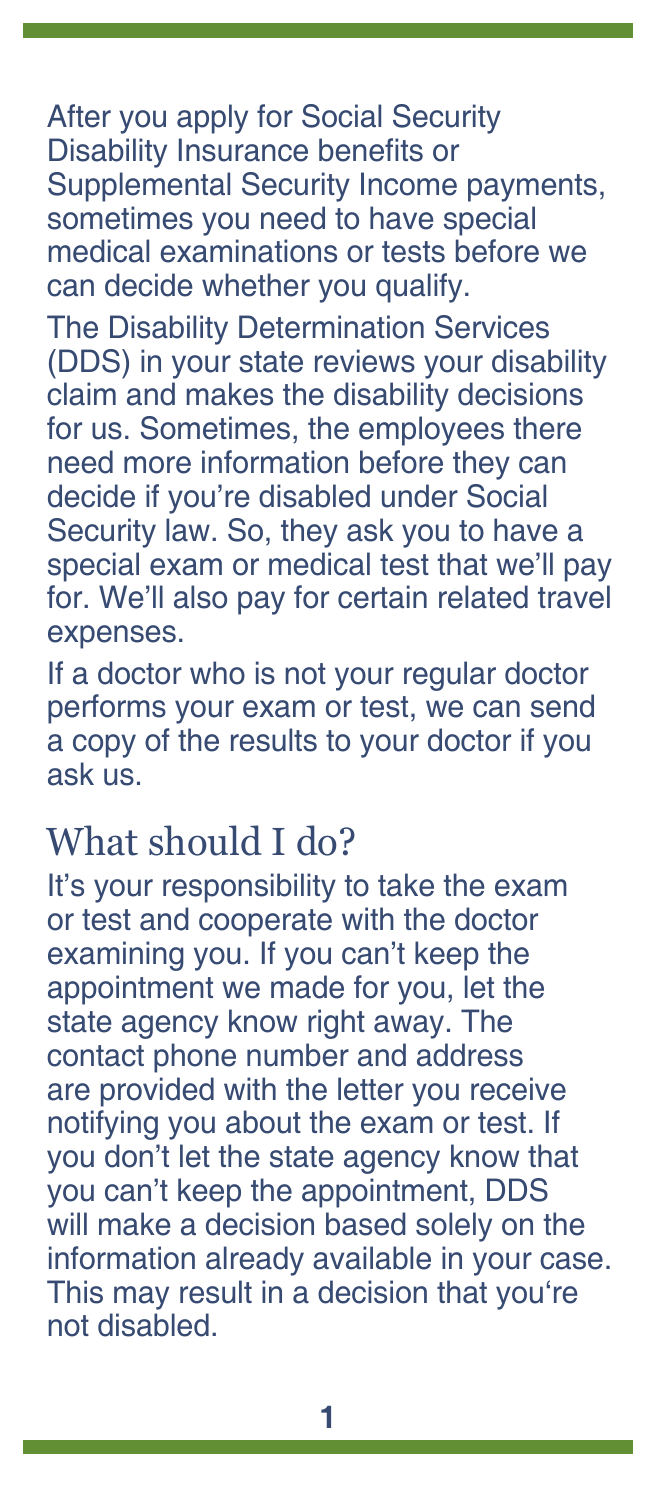After you apply for Social Security Disability Insurance benefits or Supplemental Security Income payments, sometimes you need to have special medical examinations or tests before we can decide whether you qualify.

The Disability Determination Services (DDS) in your state reviews your disability claim and makes the disability decisions for us. Sometimes, the employees there need more information before they can decide if you're disabled under Social Security law. So, they ask you to have a special exam or medical test that we'll pay for. We'll also pay for certain related travel expenses.

If a doctor who is not your regular doctor performs your exam or test, we can send a copy of the results to your doctor if you ask us.

## What should I do?

It's your responsibility to take the exam or test and cooperate with the doctor examining you. If you can't keep the appointment we made for you, let the state agency know right away. The contact phone number and address are provided with the letter you receive notifying you about the exam or test. If you don't let the state agency know that you can't keep the appointment, DDS will make a decision based solely on the information already available in your case. This may result in a decision that you're not disabled.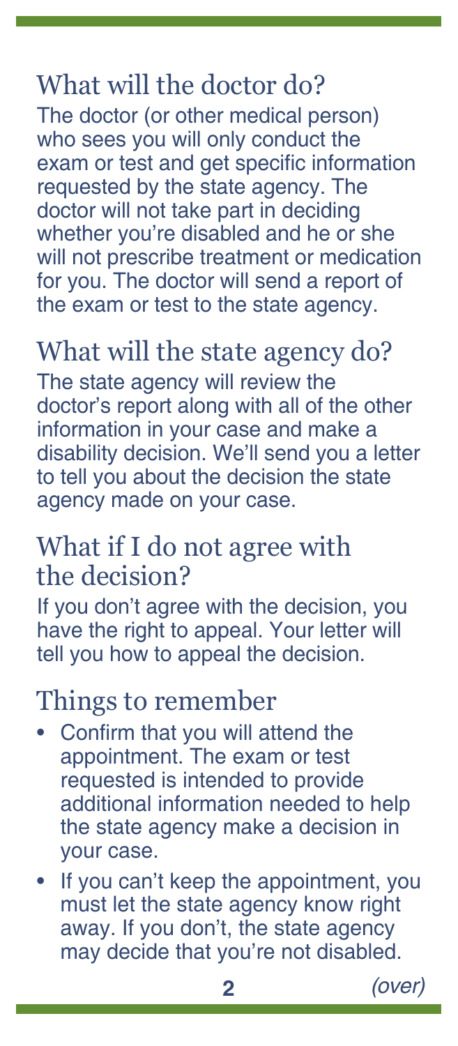## What will the doctor do?

The doctor (or other medical person) who sees you will only conduct the exam or test and get specific information requested by the state agency. The doctor will not take part in deciding whether you're disabled and he or she will not prescribe treatment or medication for you. The doctor will send a report of the exam or test to the state agency.

## What will the state agency do?

The state agency will review the doctor's report along with all of the other information in your case and make a disability decision. We'll send you a letter to tell you about the decision the state agency made on your case.

## What if I do not agree with the decision?

If you don't agree with the decision, you have the right to appeal. Your letter will tell you how to appeal the decision.

## Things to remember

- Confirm that you will attend the appointment. The exam or test requested is intended to provide additional information needed to help the state agency make a decision in your case.
- If you can't keep the appointment, you must let the state agency know right away. If you don't, the state agency may decide that you're not disabled.

*(over)*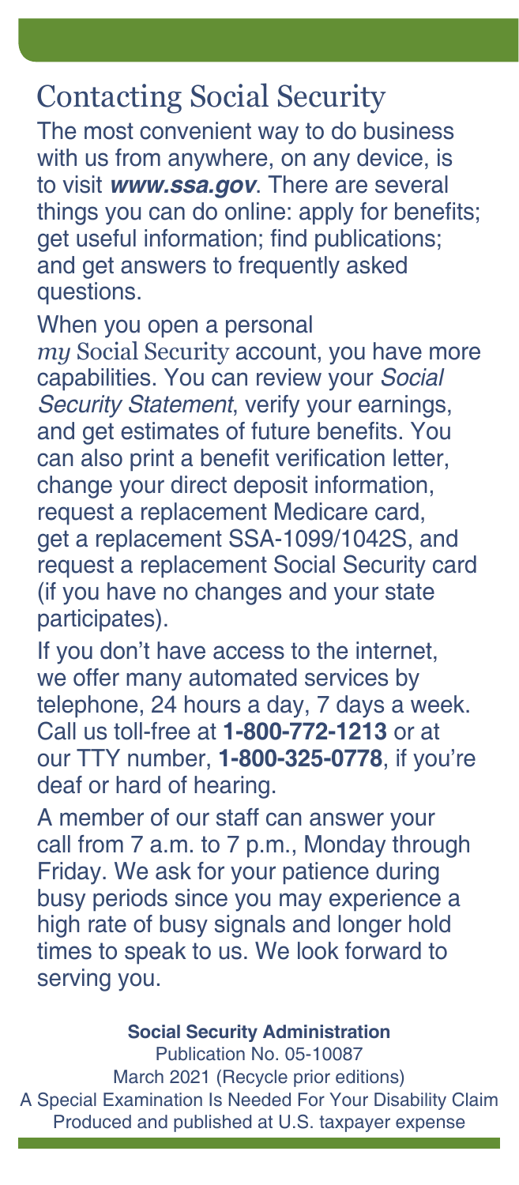# Contacting Social Security

The most convenient way to do business with us from anywhere, on any device, is to visit ***www.ssa.gov***. There are several things you can do online: apply for benefits; get useful information; find publications; and get answers to frequently asked questions.

When you open a personal *my* Social Security account, you have more capabilities. You can review your *Social Security Statement*, verify your earnings, and get estimates of future benefits. You can also print a benefit verification letter, change your direct deposit information, request a replacement Medicare card, get a replacement SSA-1099/1042S, and request a replacement Social Security card (if you have no changes and your state participates).

If you don't have access to the internet, we offer many automated services by telephone, 24 hours a day, 7 days a week. Call us toll-free at **1-800-772-1213** or at our TTY number, **1-800-325-0778**, if you're deaf or hard of hearing.

A member of our staff can answer your call from 7 a.m. to 7 p.m., Monday through Friday. We ask for your patience during busy periods since you may experience a high rate of busy signals and longer hold times to speak to us. We look forward to serving you.

**Social Security Administration**
Publication No. 05-10087
March 2021 (Recycle prior editions)
A Special Examination Is Needed For Your Disability Claim
Produced and published at U.S. taxpayer expense